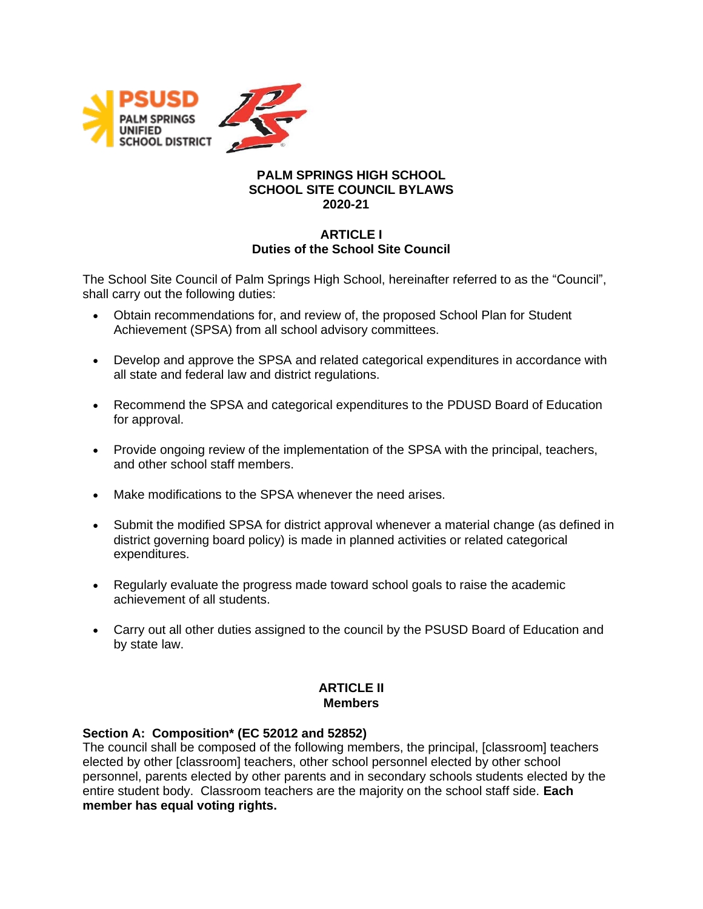PSUSD PALM SPRINGS UNIFIED SCHOOL DISTRICT

# PALM SPRINGS HIGH SCHOOL
# SCHOOL SITE COUNCIL BYLAWS
# 2020-21

## ARTICLE I
## Duties of the School Site Council

The School Site Council of Palm Springs High School, hereinafter referred to as the "Council", shall carry out the following duties:

- Obtain recommendations for, and review of, the proposed School Plan for Student Achievement (SPSA) from all school advisory committees.
- Develop and approve the SPSA and related categorical expenditures in accordance with all state and federal law and district regulations.
- Recommend the SPSA and categorical expenditures to the PDUSD Board of Education for approval.
- Provide ongoing review of the implementation of the SPSA with the principal, teachers, and other school staff members.
- Make modifications to the SPSA whenever the need arises.
- Submit the modified SPSA for district approval whenever a material change (as defined in district governing board policy) is made in planned activities or related categorical expenditures.
- Regularly evaluate the progress made toward school goals to raise the academic achievement of all students.
- Carry out all other duties assigned to the council by the PSUSD Board of Education and by state law.

## ARTICLE II
## Members

### Section A: Composition* (EC 52012 and 52852)

The council shall be composed of the following members, the principal, [classroom] teachers elected by other [classroom] teachers, other school personnel elected by other school personnel, parents elected by other parents and in secondary schools students elected by the entire student body. Classroom teachers are the majority on the school staff side. **Each member has equal voting rights.**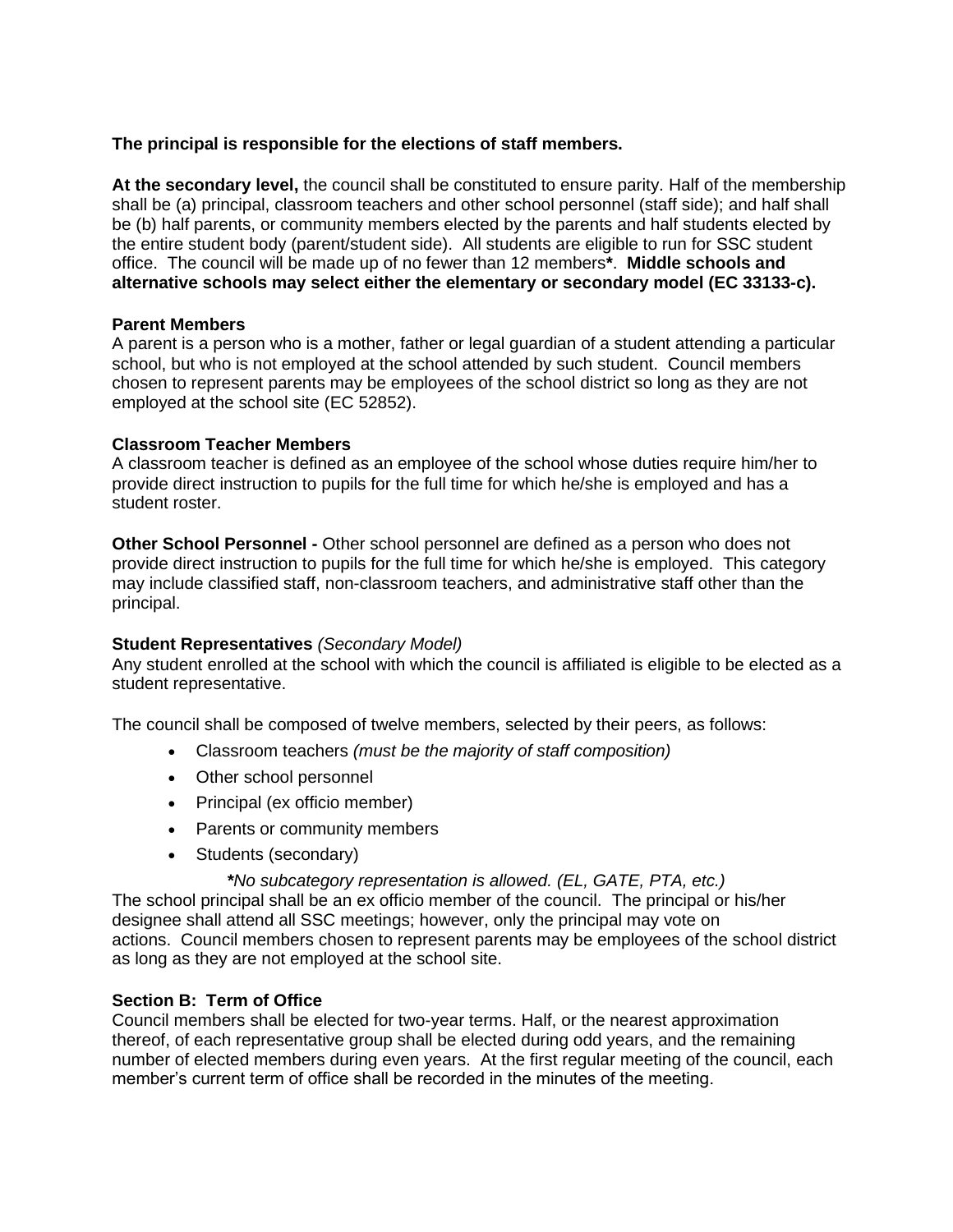**The principal is responsible for the elections of staff members.**

**At the secondary level,** the council shall be constituted to ensure parity. Half of the membership shall be (a) principal, classroom teachers and other school personnel (staff side); and half shall be (b) half parents, or community members elected by the parents and half students elected by the entire student body (parent/student side). All students are eligible to run for SSC student office. The council will be made up of no fewer than 12 members**\***. **Middle schools and alternative schools may select either the elementary or secondary model (EC 33133-c).**

**Parent Members**
A parent is a person who is a mother, father or legal guardian of a student attending a particular school, but who is not employed at the school attended by such student. Council members chosen to represent parents may be employees of the school district so long as they are not employed at the school site (EC 52852).

**Classroom Teacher Members**
A classroom teacher is defined as an employee of the school whose duties require him/her to provide direct instruction to pupils for the full time for which he/she is employed and has a student roster.

**Other School Personnel -** Other school personnel are defined as a person who does not provide direct instruction to pupils for the full time for which he/she is employed. This category may include classified staff, non-classroom teachers, and administrative staff other than the principal.

**Student Representatives** *(Secondary Model)*
Any student enrolled at the school with which the council is affiliated is eligible to be elected as a student representative.

The council shall be composed of twelve members, selected by their peers, as follows:

- Classroom teachers *(must be the majority of staff composition)*
- Other school personnel
- Principal (ex officio member)
- Parents or community members
- Students (secondary)

*\*No subcategory representation is allowed. (EL, GATE, PTA, etc.)*

The school principal shall be an ex officio member of the council. The principal or his/her designee shall attend all SSC meetings; however, only the principal may vote on actions. Council members chosen to represent parents may be employees of the school district as long as they are not employed at the school site.

**Section B: Term of Office**
Council members shall be elected for two-year terms. Half, or the nearest approximation thereof, of each representative group shall be elected during odd years, and the remaining number of elected members during even years. At the first regular meeting of the council, each member's current term of office shall be recorded in the minutes of the meeting.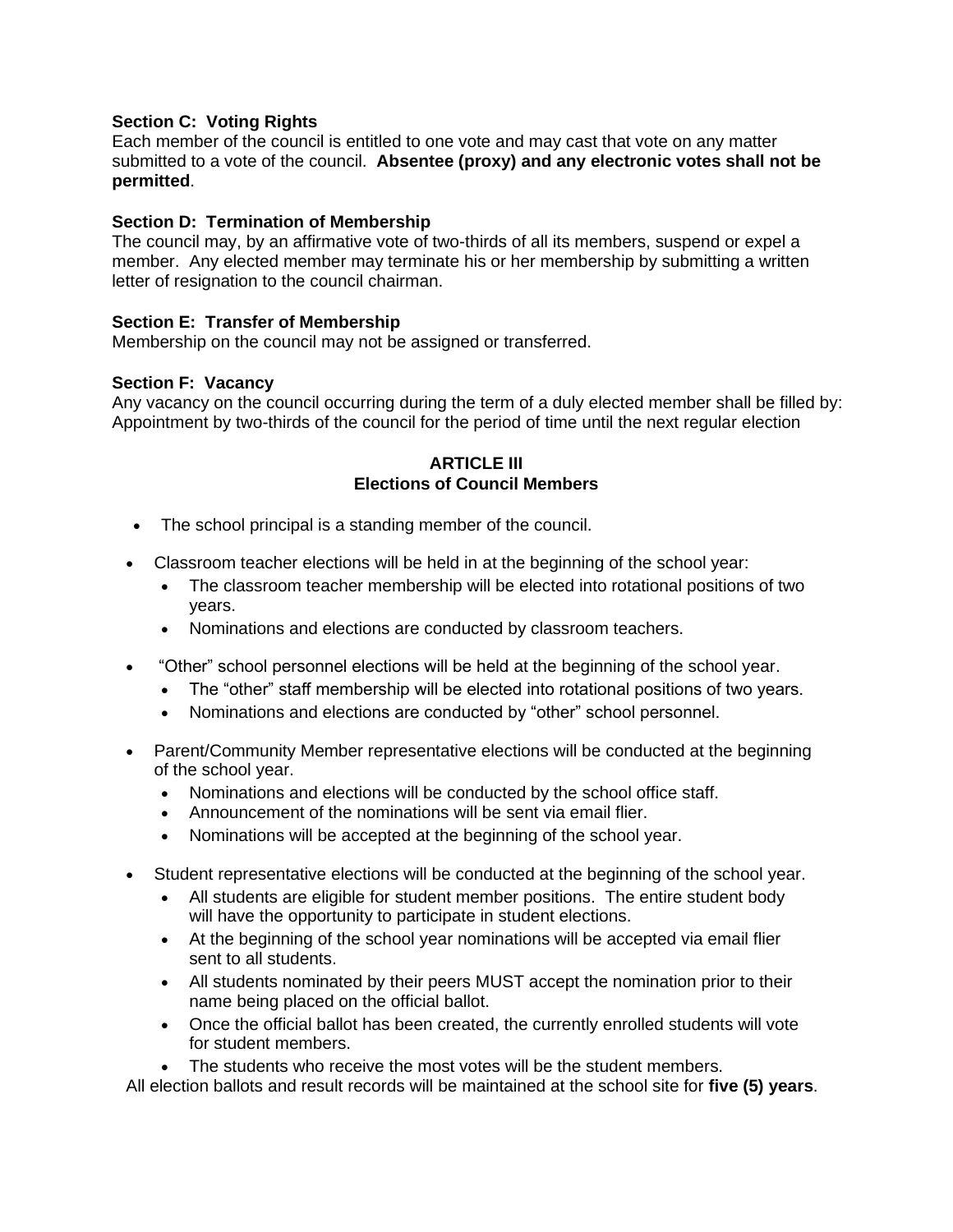**Section C: Voting Rights**
Each member of the council is entitled to one vote and may cast that vote on any matter submitted to a vote of the council. **Absentee (proxy) and any electronic votes shall not be permitted**.

**Section D: Termination of Membership**
The council may, by an affirmative vote of two-thirds of all its members, suspend or expel a member. Any elected member may terminate his or her membership by submitting a written letter of resignation to the council chairman.

**Section E: Transfer of Membership**
Membership on the council may not be assigned or transferred.

**Section F: Vacancy**
Any vacancy on the council occurring during the term of a duly elected member shall be filled by: Appointment by two-thirds of the council for the period of time until the next regular election

## ARTICLE III
## Elections of Council Members

- The school principal is a standing member of the council.

- Classroom teacher elections will be held in at the beginning of the school year:
  - The classroom teacher membership will be elected into rotational positions of two years.
  - Nominations and elections are conducted by classroom teachers.

- "Other" school personnel elections will be held at the beginning of the school year.
  - The "other" staff membership will be elected into rotational positions of two years.
  - Nominations and elections are conducted by "other" school personnel.

- Parent/Community Member representative elections will be conducted at the beginning of the school year.
  - Nominations and elections will be conducted by the school office staff.
  - Announcement of the nominations will be sent via email flier.
  - Nominations will be accepted at the beginning of the school year.

- Student representative elections will be conducted at the beginning of the school year.
  - All students are eligible for student member positions. The entire student body will have the opportunity to participate in student elections.
  - At the beginning of the school year nominations will be accepted via email flier sent to all students.
  - All students nominated by their peers MUST accept the nomination prior to their name being placed on the official ballot.
  - Once the official ballot has been created, the currently enrolled students will vote for student members.
  - The students who receive the most votes will be the student members.

All election ballots and result records will be maintained at the school site for **five (5) years**.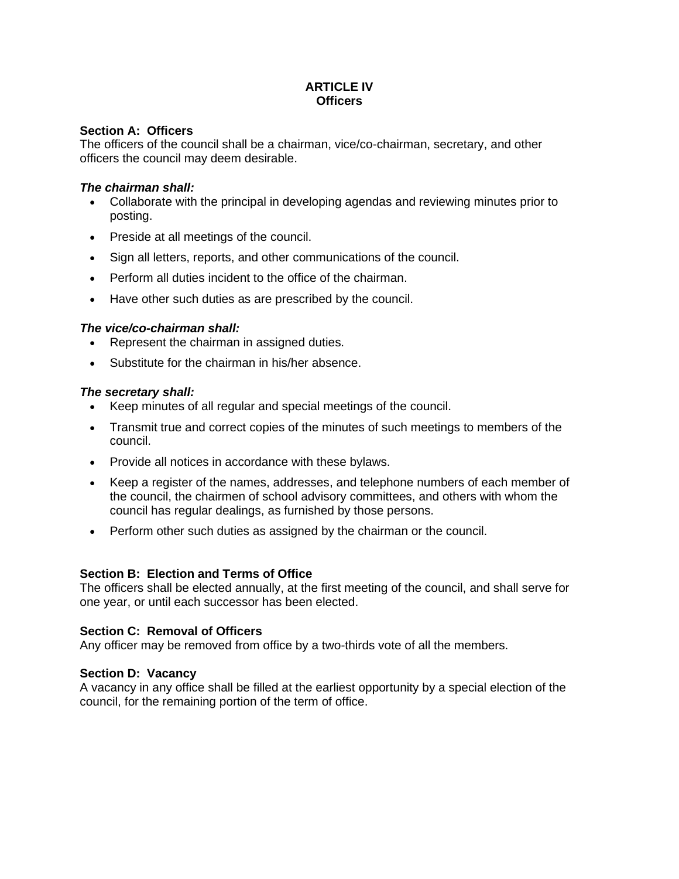# ARTICLE IV
## Officers

### Section A: Officers

The officers of the council shall be a chairman, vice/co-chairman, secretary, and other officers the council may deem desirable.

***The chairman shall:***

- Collaborate with the principal in developing agendas and reviewing minutes prior to posting.
- Preside at all meetings of the council.
- Sign all letters, reports, and other communications of the council.
- Perform all duties incident to the office of the chairman.
- Have other such duties as are prescribed by the council.

***The vice/co-chairman shall:***

- Represent the chairman in assigned duties.
- Substitute for the chairman in his/her absence.

***The secretary shall:***

- Keep minutes of all regular and special meetings of the council.
- Transmit true and correct copies of the minutes of such meetings to members of the council.
- Provide all notices in accordance with these bylaws.
- Keep a register of the names, addresses, and telephone numbers of each member of the council, the chairmen of school advisory committees, and others with whom the council has regular dealings, as furnished by those persons.
- Perform other such duties as assigned by the chairman or the council.

### Section B: Election and Terms of Office

The officers shall be elected annually, at the first meeting of the council, and shall serve for one year, or until each successor has been elected.

### Section C: Removal of Officers

Any officer may be removed from office by a two-thirds vote of all the members.

### Section D: Vacancy

A vacancy in any office shall be filled at the earliest opportunity by a special election of the council, for the remaining portion of the term of office.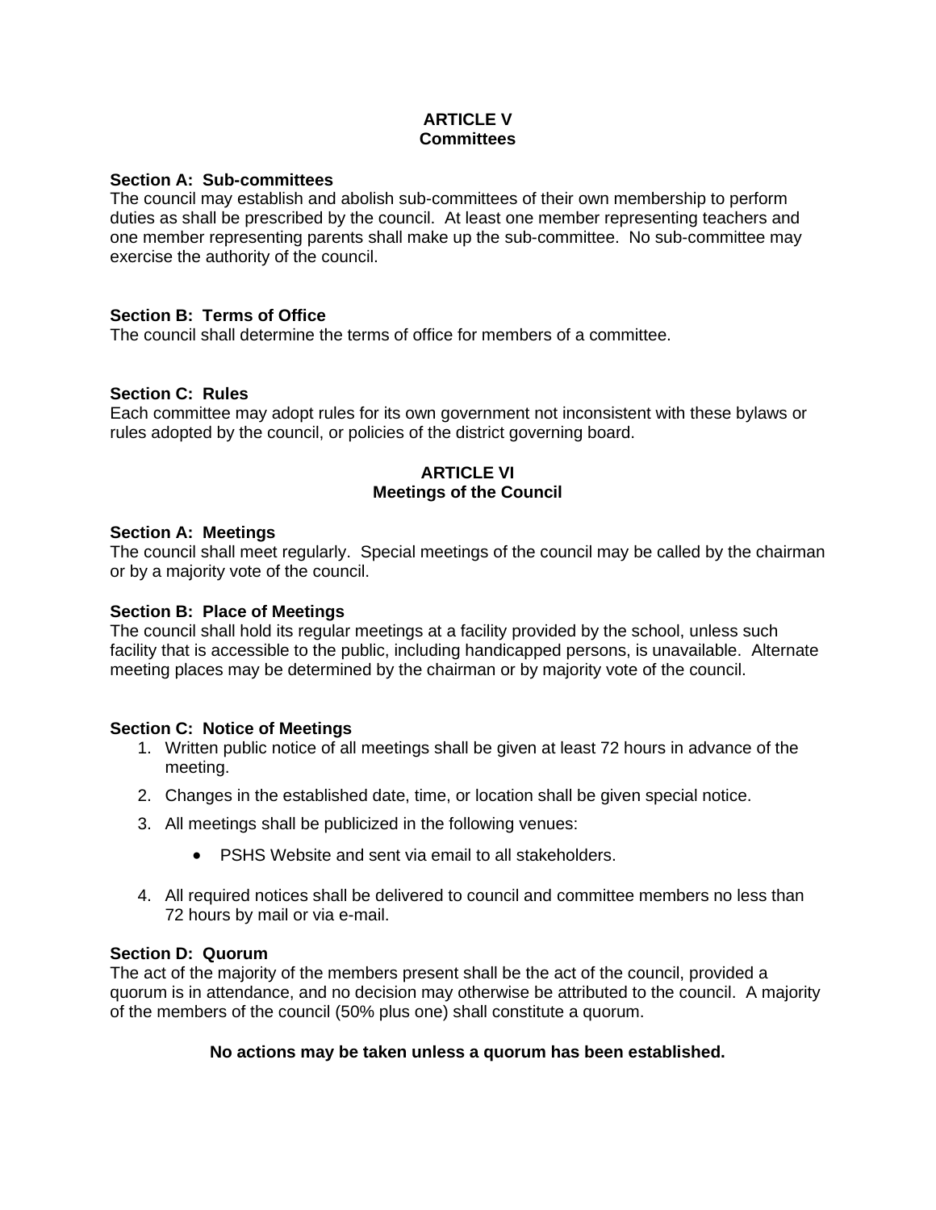## ARTICLE V
## Committees

**Section A: Sub-committees**
The council may establish and abolish sub-committees of their own membership to perform duties as shall be prescribed by the council. At least one member representing teachers and one member representing parents shall make up the sub-committee. No sub-committee may exercise the authority of the council.

**Section B: Terms of Office**
The council shall determine the terms of office for members of a committee.

**Section C: Rules**
Each committee may adopt rules for its own government not inconsistent with these bylaws or rules adopted by the council, or policies of the district governing board.

## ARTICLE VI
## Meetings of the Council

**Section A: Meetings**
The council shall meet regularly. Special meetings of the council may be called by the chairman or by a majority vote of the council.

**Section B: Place of Meetings**
The council shall hold its regular meetings at a facility provided by the school, unless such facility that is accessible to the public, including handicapped persons, is unavailable. Alternate meeting places may be determined by the chairman or by majority vote of the council.

**Section C: Notice of Meetings**

1. Written public notice of all meetings shall be given at least 72 hours in advance of the meeting.
2. Changes in the established date, time, or location shall be given special notice.
3. All meetings shall be publicized in the following venues:
    - PSHS Website and sent via email to all stakeholders.
4. All required notices shall be delivered to council and committee members no less than 72 hours by mail or via e-mail.

**Section D: Quorum**
The act of the majority of the members present shall be the act of the council, provided a quorum is in attendance, and no decision may otherwise be attributed to the council. A majority of the members of the council (50% plus one) shall constitute a quorum.

**No actions may be taken unless a quorum has been established.**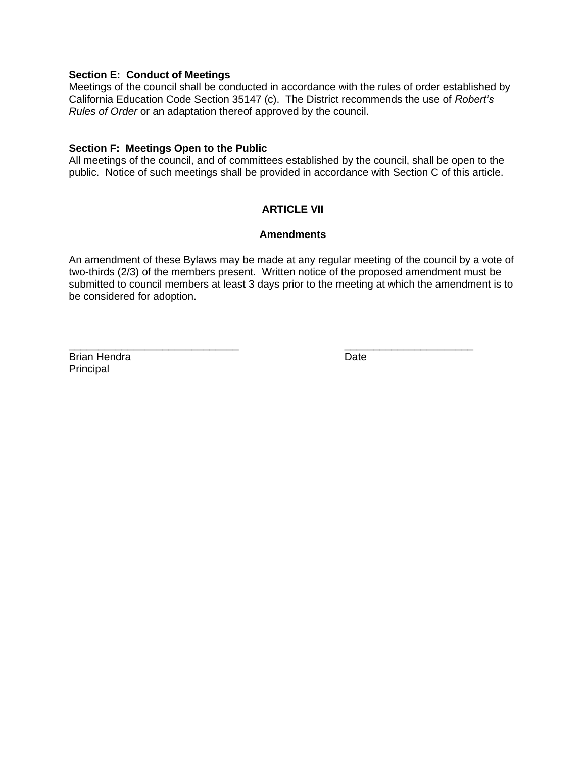**Section E: Conduct of Meetings**
Meetings of the council shall be conducted in accordance with the rules of order established by California Education Code Section 35147 (c). The District recommends the use of *Robert's Rules of Order* or an adaptation thereof approved by the council.

**Section F: Meetings Open to the Public**
All meetings of the council, and of committees established by the council, shall be open to the public. Notice of such meetings shall be provided in accordance with Section C of this article.

## ARTICLE VII

### Amendments

An amendment of these Bylaws may be made at any regular meeting of the council by a vote of two-thirds (2/3) of the members present. Written notice of the proposed amendment must be submitted to council members at least 3 days prior to the meeting at which the amendment is to be considered for adoption.

_____________________________ _____________________

Brian Hendra Date
Principal